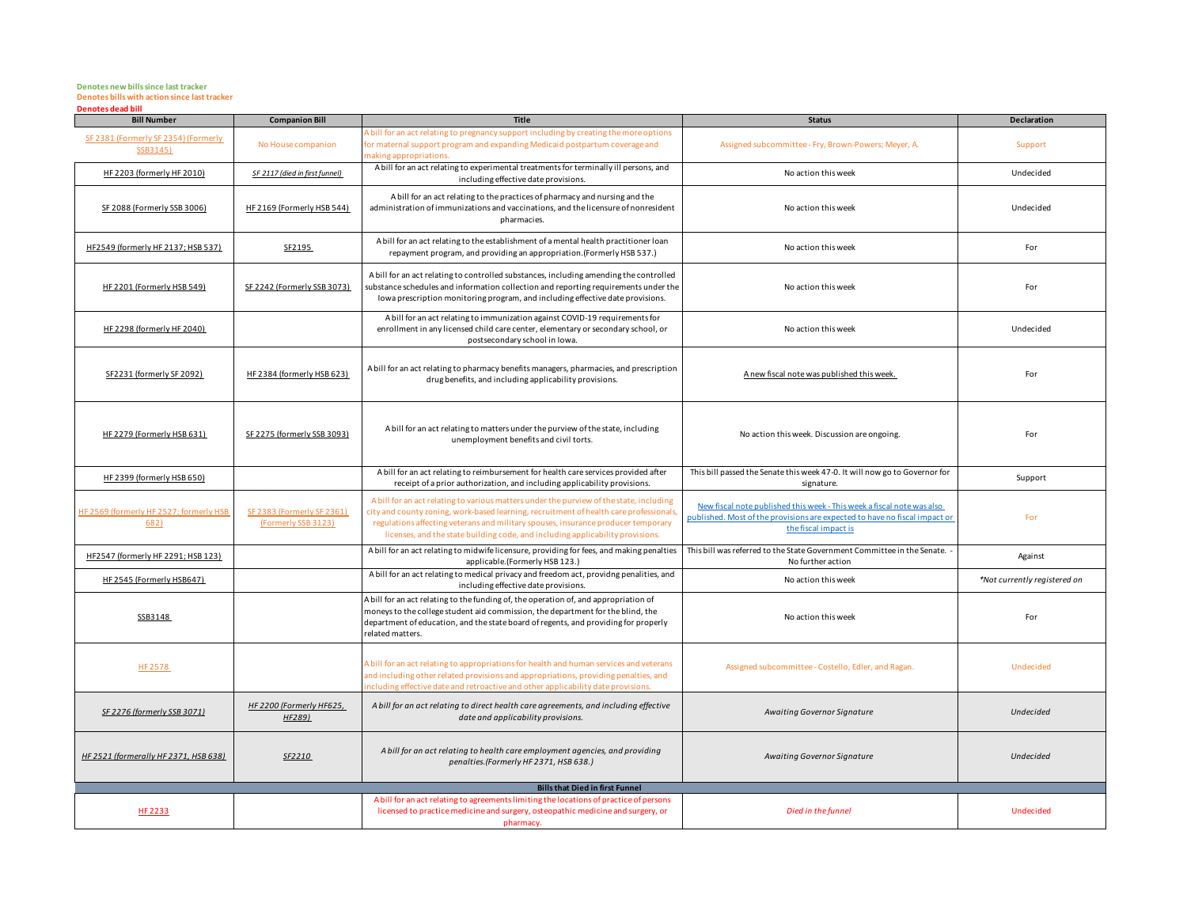**Denotes new bills since last tracker**
**Denotes bills with action since last tracker**
**Denotes dead bill**

| Bill Number | Companion Bill | Title | Status | Declaration |
|---|---|---|---|---|
| SF 2381 (Formerly SF 2354) (Formerly SSB3145) | No House companion | A bill for an act relating to pregnancy support including by creating the more options for maternal support program and expanding Medicaid postpartum coverage and making appropriations. | Assigned subcommittee - Fry, Brown-Powers; Meyer, A. | Support |
| HF 2203 (formerly HF 2010) | *SF 2117 (died in first funnel)* | A bill for an act relating to experimental treatments for terminally ill persons, and including effective date provisions. | No action this week | Undecided |
| SF 2088 (Formerly SSB 3006) | HF 2169 (Formerly HSB 544) | A bill for an act relating to the practices of pharmacy and nursing and the administration of immunizations and vaccinations, and the licensure of nonresident pharmacies. | No action this week | Undecided |
| HF2549 (formerly HF 2137; HSB 537) | SF2195 | A bill for an act relating to the establishment of a mental health practitioner loan repayment program, and providing an appropriation.(Formerly HSB 537.) | No action this week | For |
| HF 2201 (Formerly HSB 549) | SF 2242 (Formerly SSB 3073) | A bill for an act relating to controlled substances, including amending the controlled substance schedules and information collection and reporting requirements under the Iowa prescription monitoring program, and including effective date provisions. | No action this week | For |
| HF 2298 (formerly HF 2040) | | A bill for an act relating to immunization against COVID-19 requirements for enrollment in any licensed child care center, elementary or secondary school, or postsecondary school in Iowa. | No action this week | Undecided |
| SF2231 (formerly SF 2092) | HF 2384 (formerly HSB 623) | A bill for an act relating to pharmacy benefits managers, pharmacies, and prescription drug benefits, and including applicability provisions. | A new fiscal note was published this week. | For |
| HF 2279 (Formerly HSB 631) | SF 2275 (formerly SSB 3093) | A bill for an act relating to matters under the purview of the state, including unemployment benefits and civil torts. | No action this week. Discussion are ongoing. | For |
| HF 2399 (formerly HSB 650) | | A bill for an act relating to reimbursement for health care services provided after receipt of a prior authorization, and including applicability provisions. | This bill passed the Senate this week 47-0. It will now go to Governor for signature. | Support |
| HF 2569 (formerly HF 2527; formerly HSB 682) | SF 2383 (Formerly SF 2361) (Formerly SSB 3123) | A bill for an act relating to various matters under the purview of the state, including city and county zoning, work-based learning, recruitment of health care professionals, regulations affecting veterans and military spouses, insurance producer temporary licenses, and the state building code, and including applicability provisions. | New fiscal note published this week - This week a fiscal note was also published. Most of the provisions are expected to have no fiscal impact or the fiscal impact is | For |
| HF2547 (formerly HF 2291; HSB 123) | | A bill for an act relating to midwife licensure, providing for fees, and making penalties applicable.(Formerly HSB 123.) | This bill was referred to the State Government Committee in the Senate. - No further action | Against |
| HF 2545 (Formerly HSB647) | | A bill for an act relating to medical privacy and freedom act, providng penalities, and including effective date provisions. | No action this week | *\*Not currently registered on* |
| SSB3148 | | A bill for an act relating to the funding of, the operation of, and appropriation of moneys to the college student aid commission, the department for the blind, the department of education, and the state board of regents, and providing for properly related matters. | No action this week | For |
| HF 2578 | | A bill for an act relating to appropriations for health and human services and veterans and including other related provisions and appropriations, providing penalties, and including effective date and retroactive and other applicability date provisions. | Assigned subcommittee - Costello, Edler, and Ragan. | Undecided |
| *SF 2276 (formerly SSB 3071)* | *HF 2200 (Formerly HF625, HF289)* | *A bill for an act relating to direct health care agreements, and including effective date and applicability provisions.* | *Awaiting Governor Signature* | *Undecided* |
| *HF 2521 (formerally HF 2371, HSB 638)* | *SF2210* | *A bill for an act relating to health care employment agencies, and providing penalties.(Formerly HF 2371, HSB 638.)* | *Awaiting Governor Signature* | *Undecided* |
| **Bills that Died in first Funnel** | | | | |
| HF 2233 | | A bill for an act relating to agreements limiting the locations of practice of persons licensed to practice medicine and surgery, osteopathic medicine and surgery, or pharmacy. | *Died in the funnel* | Undecided |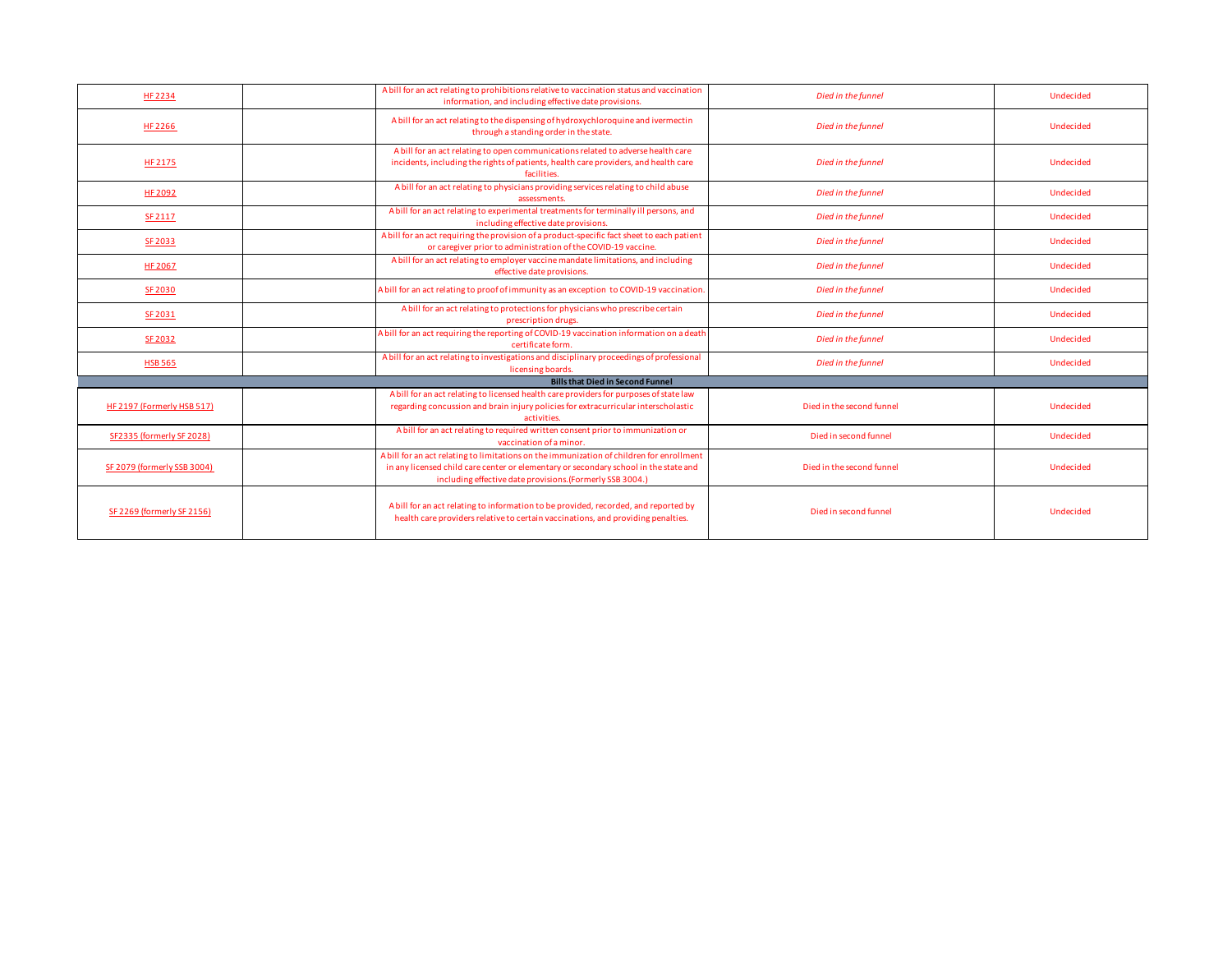| | | | | |
|---|---|---|---|---|
| HF 2234 | | A bill for an act relating to prohibitions relative to vaccination status and vaccination information, and including effective date provisions. | *Died in the funnel* | Undecided |
| HF 2266 | | A bill for an act relating to the dispensing of hydroxychloroquine and ivermectin through a standing order in the state. | *Died in the funnel* | Undecided |
| HF 2175 | | A bill for an act relating to open communications related to adverse health care incidents, including the rights of patients, health care providers, and health care facilities. | *Died in the funnel* | Undecided |
| HF 2092 | | A bill for an act relating to physicians providing services relating to child abuse assessments. | *Died in the funnel* | Undecided |
| SF 2117 | | A bill for an act relating to experimental treatments for terminally ill persons, and including effective date provisions. | *Died in the funnel* | Undecided |
| SF 2033 | | A bill for an act requiring the provision of a product-specific fact sheet to each patient or caregiver prior to administration of the COVID-19 vaccine. | *Died in the funnel* | Undecided |
| HF 2067 | | A bill for an act relating to employer vaccine mandate limitations, and including effective date provisions. | *Died in the funnel* | Undecided |
| SF 2030 | | A bill for an act relating to proof of immunity as an exception to COVID-19 vaccination. | *Died in the funnel* | Undecided |
| SF 2031 | | A bill for an act relating to protections for physicians who prescribe certain prescription drugs. | *Died in the funnel* | Undecided |
| SF 2032 | | A bill for an act requiring the reporting of COVID-19 vaccination information on a death certificate form. | *Died in the funnel* | Undecided |
| HSB 565 | | A bill for an act relating to investigations and disciplinary proceedings of professional licensing boards. | *Died in the funnel* | Undecided |
| **Bills that Died in Second Funnel** | | | | |
| HF 2197 (Formerly HSB 517) | | A bill for an act relating to licensed health care providers for purposes of state law regarding concussion and brain injury policies for extracurricular interscholastic activities. | Died in the second funnel | Undecided |
| SF2335 (formerly SF 2028) | | A bill for an act relating to required written consent prior to immunization or vaccination of a minor. | Died in second funnel | Undecided |
| SF 2079 (formerly SSB 3004) | | A bill for an act relating to limitations on the immunization of children for enrollment in any licensed child care center or elementary or secondary school in the state and including effective date provisions.(Formerly SSB 3004.) | Died in the second funnel | Undecided |
| SF 2269 (formerly SF 2156) | | A bill for an act relating to information to be provided, recorded, and reported by health care providers relative to certain vaccinations, and providing penalties. | Died in second funnel | Undecided |